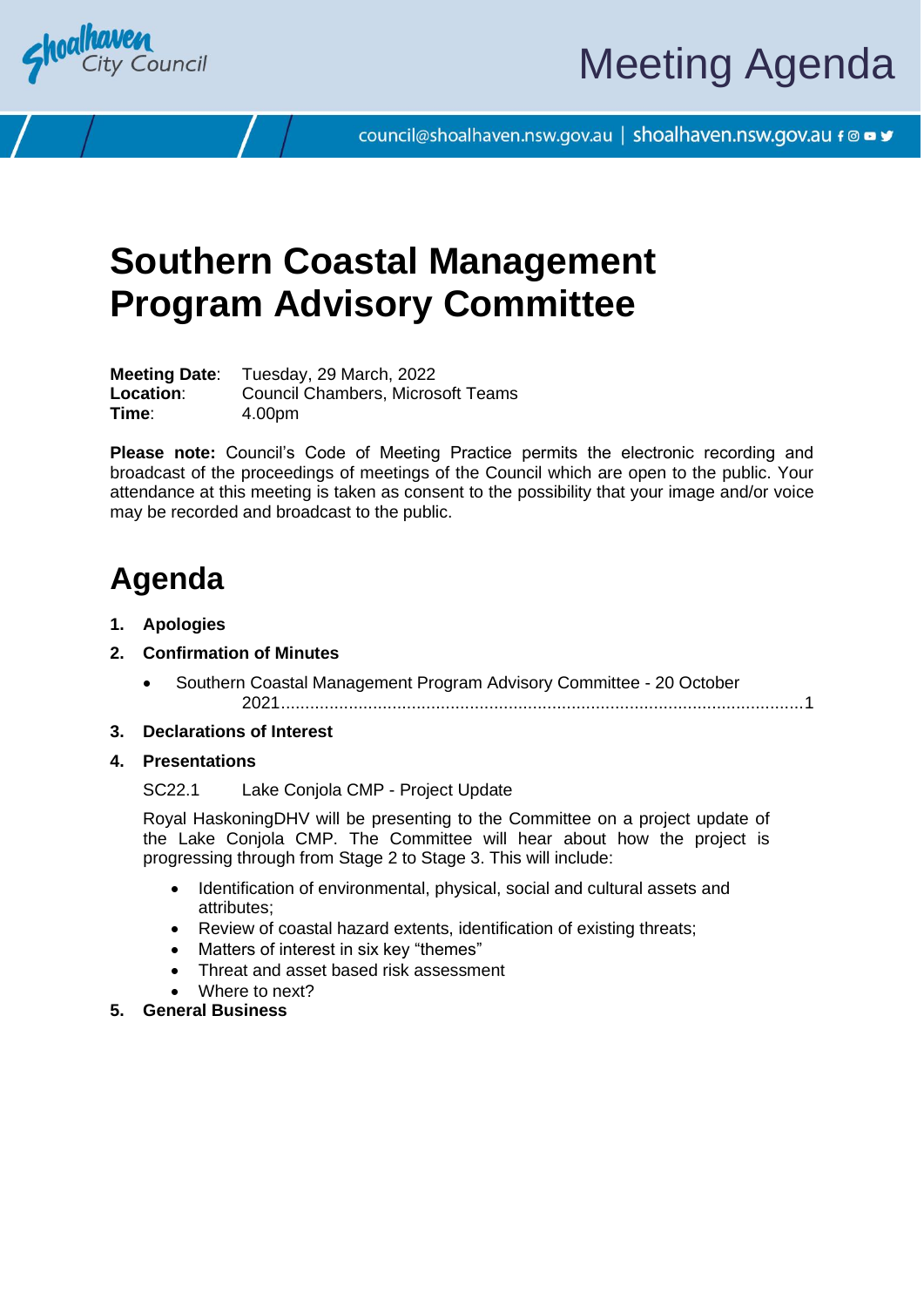Shoalhaven City Council

# Meeting Agenda

council@shoalhaven.nsw.gov.au | shoalhaven.nsw.gov.au

# Southern Coastal Management Program Advisory Committee

**Meeting Date**: Tuesday, 29 March, 2022
**Location**: Council Chambers, Microsoft Teams
**Time**: 4.00pm

**Please note:** Council's Code of Meeting Practice permits the electronic recording and broadcast of the proceedings of meetings of the Council which are open to the public. Your attendance at this meeting is taken as consent to the possibility that your image and/or voice may be recorded and broadcast to the public.

## Agenda

1. **Apologies**
2. **Confirmation of Minutes**
   - Southern Coastal Management Program Advisory Committee - 20 October 2021 ....... 1
3. **Declarations of Interest**
4. **Presentations**

   SC22.1 Lake Conjola CMP - Project Update

   Royal HaskoningDHV will be presenting to the Committee on a project update of the Lake Conjola CMP. The Committee will hear about how the project is progressing through from Stage 2 to Stage 3. This will include:

   - Identification of environmental, physical, social and cultural assets and attributes;
   - Review of coastal hazard extents, identification of existing threats;
   - Matters of interest in six key "themes"
   - Threat and asset based risk assessment
   - Where to next?
5. **General Business**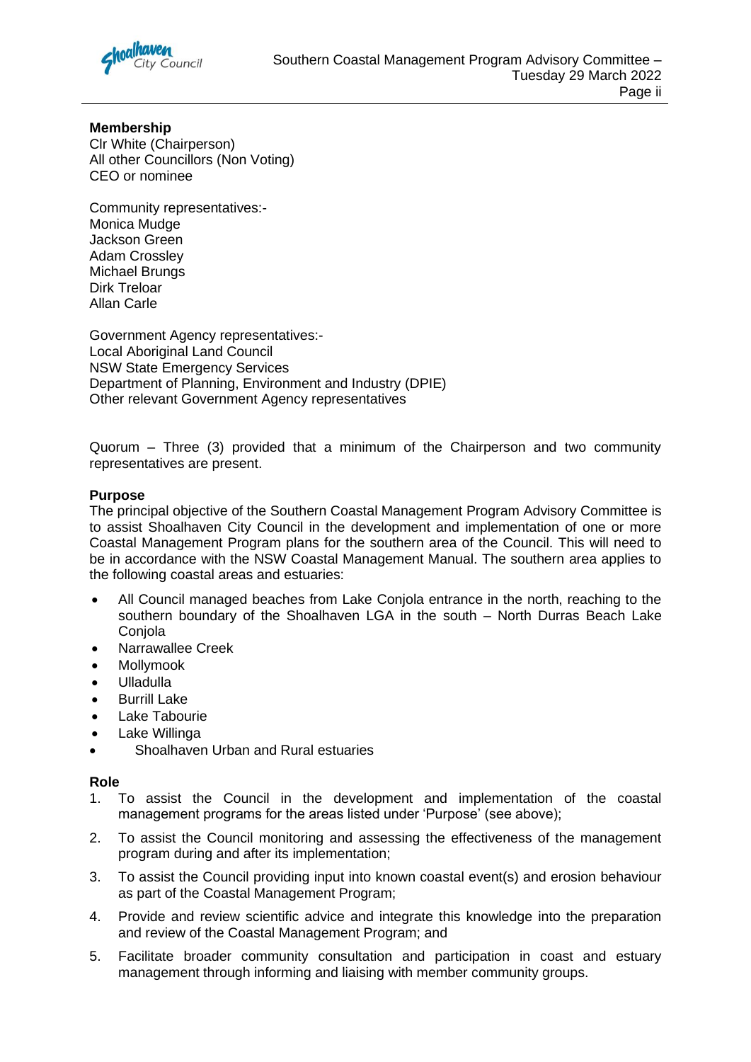**Membership**
Clr White (Chairperson)
All other Councillors (Non Voting)
CEO or nominee

Community representatives:-
Monica Mudge
Jackson Green
Adam Crossley
Michael Brungs
Dirk Treloar
Allan Carle

Government Agency representatives:-
Local Aboriginal Land Council
NSW State Emergency Services
Department of Planning, Environment and Industry (DPIE)
Other relevant Government Agency representatives

Quorum – Three (3) provided that a minimum of the Chairperson and two community representatives are present.

**Purpose**
The principal objective of the Southern Coastal Management Program Advisory Committee is to assist Shoalhaven City Council in the development and implementation of one or more Coastal Management Program plans for the southern area of the Council. This will need to be in accordance with the NSW Coastal Management Manual. The southern area applies to the following coastal areas and estuaries:

- All Council managed beaches from Lake Conjola entrance in the north, reaching to the southern boundary of the Shoalhaven LGA in the south – North Durras Beach Lake Conjola
- Narrawallee Creek
- Mollymook
- Ulladulla
- Burrill Lake
- Lake Tabourie
- Lake Willinga
- Shoalhaven Urban and Rural estuaries

**Role**

1. To assist the Council in the development and implementation of the coastal management programs for the areas listed under 'Purpose' (see above);
2. To assist the Council monitoring and assessing the effectiveness of the management program during and after its implementation;
3. To assist the Council providing input into known coastal event(s) and erosion behaviour as part of the Coastal Management Program;
4. Provide and review scientific advice and integrate this knowledge into the preparation and review of the Coastal Management Program; and
5. Facilitate broader community consultation and participation in coast and estuary management through informing and liaising with member community groups.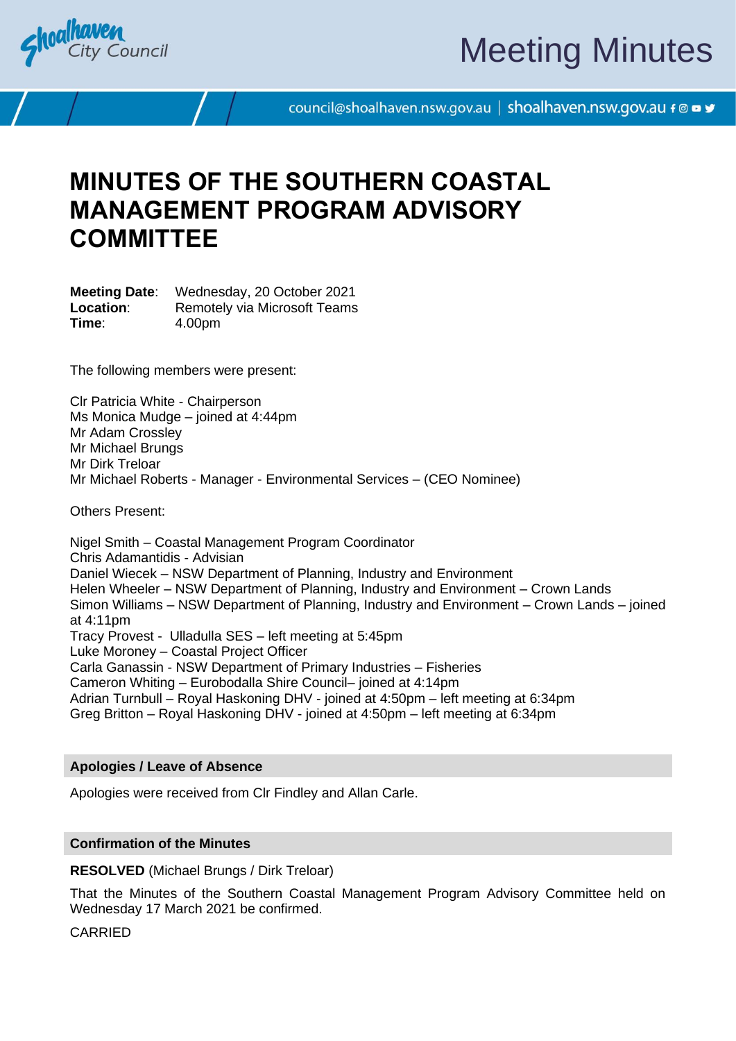# MINUTES OF THE SOUTHERN COASTAL MANAGEMENT PROGRAM ADVISORY COMMITTEE

**Meeting Date**: Wednesday, 20 October 2021
**Location**: Remotely via Microsoft Teams
**Time**: 4.00pm

The following members were present:

Clr Patricia White - Chairperson
Ms Monica Mudge – joined at 4:44pm
Mr Adam Crossley
Mr Michael Brungs
Mr Dirk Treloar
Mr Michael Roberts - Manager - Environmental Services – (CEO Nominee)

Others Present:

Nigel Smith – Coastal Management Program Coordinator
Chris Adamantidis - Advisian
Daniel Wiecek – NSW Department of Planning, Industry and Environment
Helen Wheeler – NSW Department of Planning, Industry and Environment – Crown Lands
Simon Williams – NSW Department of Planning, Industry and Environment – Crown Lands – joined at 4:11pm
Tracy Provest - Ulladulla SES – left meeting at 5:45pm
Luke Moroney – Coastal Project Officer
Carla Ganassin - NSW Department of Primary Industries – Fisheries
Cameron Whiting – Eurobodalla Shire Council– joined at 4:14pm
Adrian Turnbull – Royal Haskoning DHV - joined at 4:50pm – left meeting at 6:34pm
Greg Britton – Royal Haskoning DHV - joined at 4:50pm – left meeting at 6:34pm

## Apologies / Leave of Absence

Apologies were received from Clr Findley and Allan Carle.

## Confirmation of the Minutes

**RESOLVED** (Michael Brungs / Dirk Treloar)

That the Minutes of the Southern Coastal Management Program Advisory Committee held on Wednesday 17 March 2021 be confirmed.

CARRIED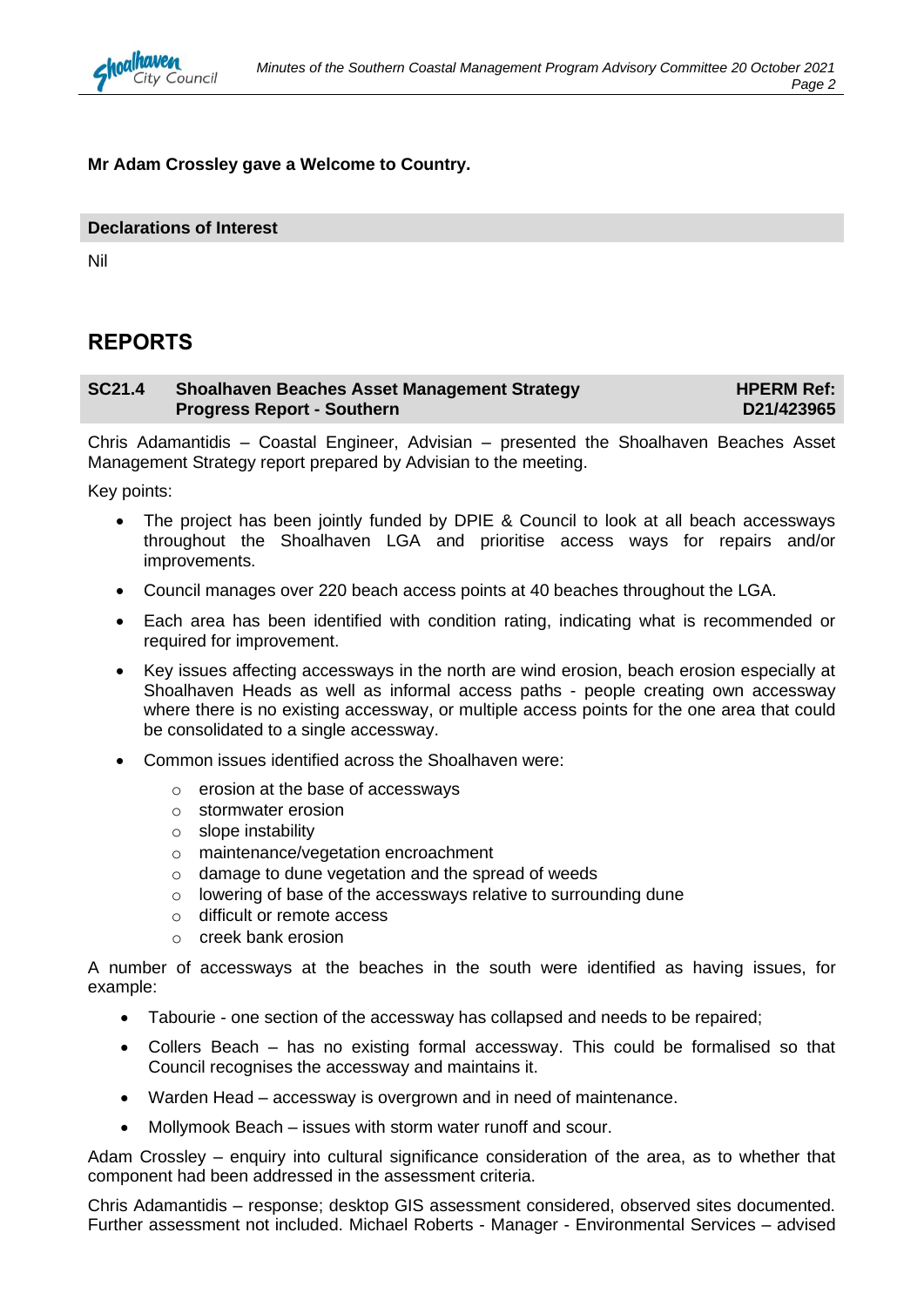**Mr Adam Crossley gave a Welcome to Country.**

## Declarations of Interest

Nil

# REPORTS

## SC21.4 Shoalhaven Beaches Asset Management Strategy Progress Report - Southern

**HPERM Ref: D21/423965**

Chris Adamantidis – Coastal Engineer, Advisian – presented the Shoalhaven Beaches Asset Management Strategy report prepared by Advisian to the meeting.

Key points:

- The project has been jointly funded by DPIE & Council to look at all beach accessways throughout the Shoalhaven LGA and prioritise access ways for repairs and/or improvements.
- Council manages over 220 beach access points at 40 beaches throughout the LGA.
- Each area has been identified with condition rating, indicating what is recommended or required for improvement.
- Key issues affecting accessways in the north are wind erosion, beach erosion especially at Shoalhaven Heads as well as informal access paths - people creating own accessway where there is no existing accessway, or multiple access points for the one area that could be consolidated to a single accessway.
- Common issues identified across the Shoalhaven were:
  - erosion at the base of accessways
  - stormwater erosion
  - slope instability
  - maintenance/vegetation encroachment
  - damage to dune vegetation and the spread of weeds
  - lowering of base of the accessways relative to surrounding dune
  - difficult or remote access
  - creek bank erosion

A number of accessways at the beaches in the south were identified as having issues, for example:

- Tabourie - one section of the accessway has collapsed and needs to be repaired;
- Collers Beach – has no existing formal accessway. This could be formalised so that Council recognises the accessway and maintains it.
- Warden Head – accessway is overgrown and in need of maintenance.
- Mollymook Beach – issues with storm water runoff and scour.

Adam Crossley – enquiry into cultural significance consideration of the area, as to whether that component had been addressed in the assessment criteria.

Chris Adamantidis – response; desktop GIS assessment considered, observed sites documented. Further assessment not included. Michael Roberts - Manager - Environmental Services – advised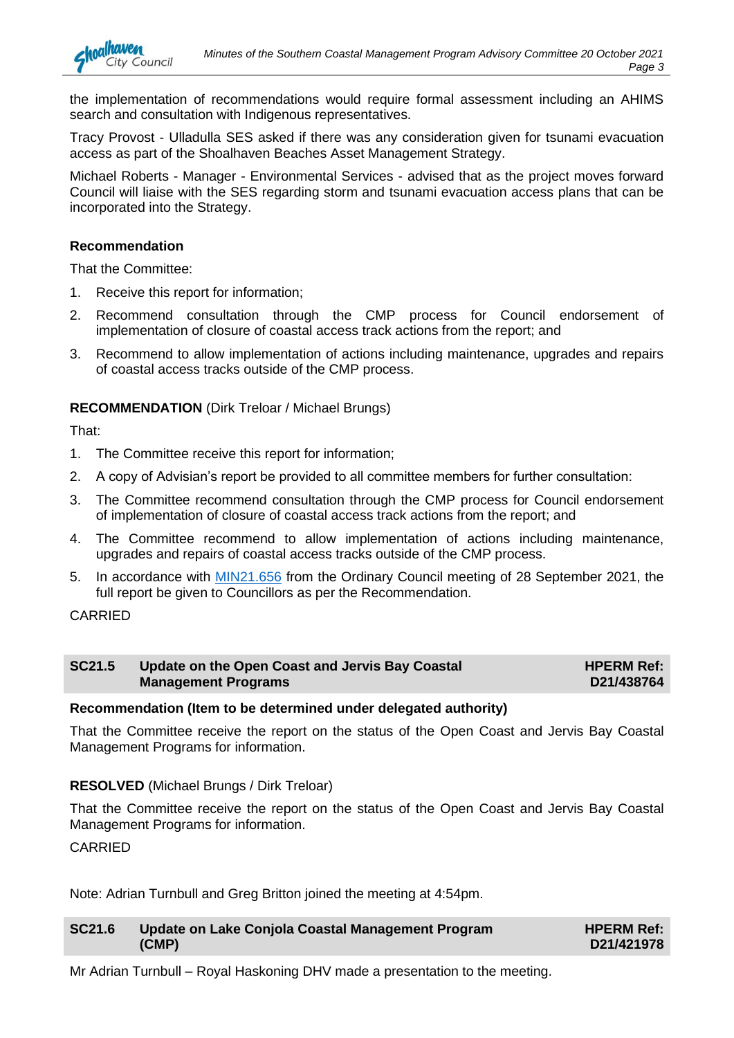the implementation of recommendations would require formal assessment including an AHIMS search and consultation with Indigenous representatives.

Tracy Provost - Ulladulla SES asked if there was any consideration given for tsunami evacuation access as part of the Shoalhaven Beaches Asset Management Strategy.

Michael Roberts - Manager - Environmental Services - advised that as the project moves forward Council will liaise with the SES regarding storm and tsunami evacuation access plans that can be incorporated into the Strategy.

**Recommendation**

That the Committee:

1. Receive this report for information;
2. Recommend consultation through the CMP process for Council endorsement of implementation of closure of coastal access track actions from the report; and
3. Recommend to allow implementation of actions including maintenance, upgrades and repairs of coastal access tracks outside of the CMP process.

**RECOMMENDATION** (Dirk Treloar / Michael Brungs)

That:

1. The Committee receive this report for information;
2. A copy of Advisian's report be provided to all committee members for further consultation:
3. The Committee recommend consultation through the CMP process for Council endorsement of implementation of closure of coastal access track actions from the report; and
4. The Committee recommend to allow implementation of actions including maintenance, upgrades and repairs of coastal access tracks outside of the CMP process.
5. In accordance with MIN21.656 from the Ordinary Council meeting of 28 September 2021, the full report be given to Councillors as per the Recommendation.

CARRIED

## SC21.5 Update on the Open Coast and Jervis Bay Coastal Management Programs

**HPERM Ref: D21/438764**

**Recommendation (Item to be determined under delegated authority)**

That the Committee receive the report on the status of the Open Coast and Jervis Bay Coastal Management Programs for information.

**RESOLVED** (Michael Brungs / Dirk Treloar)

That the Committee receive the report on the status of the Open Coast and Jervis Bay Coastal Management Programs for information.

CARRIED

Note: Adrian Turnbull and Greg Britton joined the meeting at 4:54pm.

## SC21.6 Update on Lake Conjola Coastal Management Program (CMP)

**HPERM Ref: D21/421978**

Mr Adrian Turnbull – Royal Haskoning DHV made a presentation to the meeting.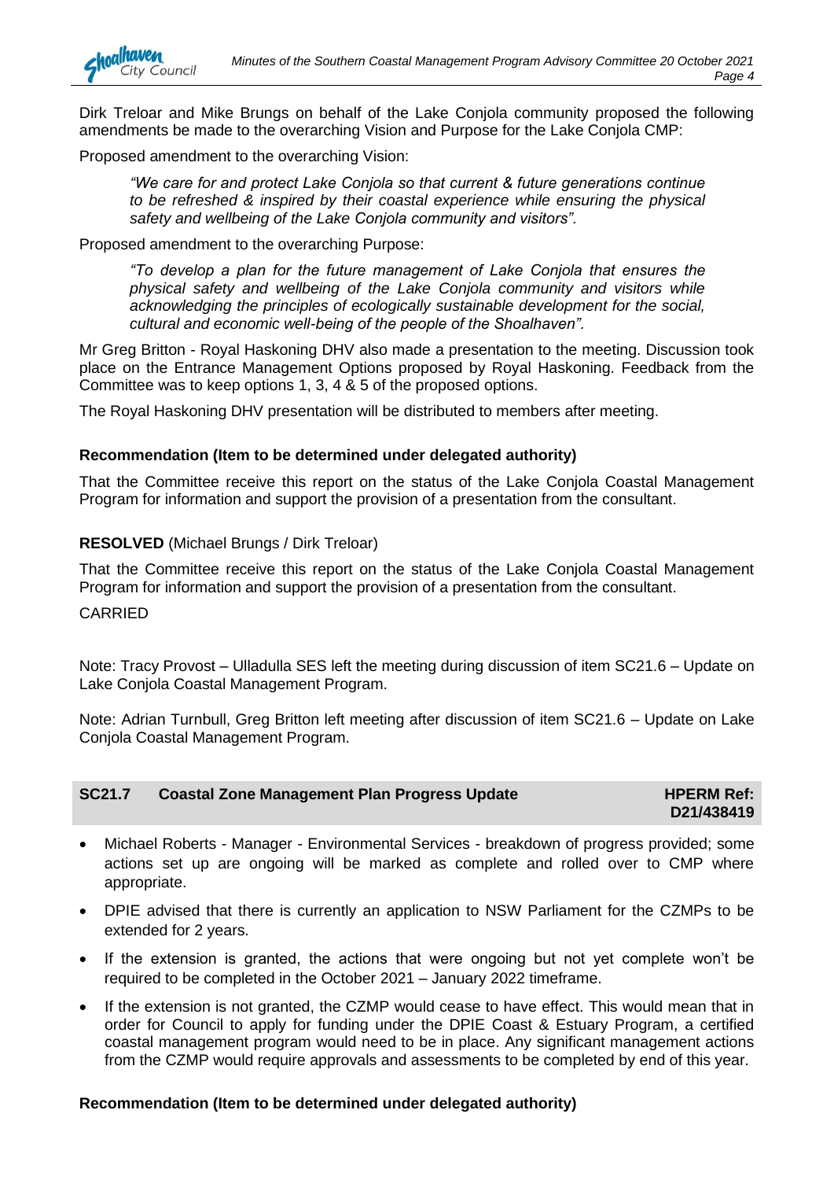Dirk Treloar and Mike Brungs on behalf of the Lake Conjola community proposed the following amendments be made to the overarching Vision and Purpose for the Lake Conjola CMP:

Proposed amendment to the overarching Vision:

> *"We care for and protect Lake Conjola so that current & future generations continue to be refreshed & inspired by their coastal experience while ensuring the physical safety and wellbeing of the Lake Conjola community and visitors".*

Proposed amendment to the overarching Purpose:

> *"To develop a plan for the future management of Lake Conjola that ensures the physical safety and wellbeing of the Lake Conjola community and visitors while acknowledging the principles of ecologically sustainable development for the social, cultural and economic well-being of the people of the Shoalhaven".*

Mr Greg Britton - Royal Haskoning DHV also made a presentation to the meeting. Discussion took place on the Entrance Management Options proposed by Royal Haskoning. Feedback from the Committee was to keep options 1, 3, 4 & 5 of the proposed options.

The Royal Haskoning DHV presentation will be distributed to members after meeting.

**Recommendation (Item to be determined under delegated authority)**

That the Committee receive this report on the status of the Lake Conjola Coastal Management Program for information and support the provision of a presentation from the consultant.

**RESOLVED** (Michael Brungs / Dirk Treloar)

That the Committee receive this report on the status of the Lake Conjola Coastal Management Program for information and support the provision of a presentation from the consultant.

CARRIED

Note: Tracy Provost – Ulladulla SES left the meeting during discussion of item SC21.6 – Update on Lake Conjola Coastal Management Program.

Note: Adrian Turnbull, Greg Britton left meeting after discussion of item SC21.6 – Update on Lake Conjola Coastal Management Program.

## SC21.7 Coastal Zone Management Plan Progress Update — HPERM Ref: D21/438419

- Michael Roberts - Manager - Environmental Services - breakdown of progress provided; some actions set up are ongoing will be marked as complete and rolled over to CMP where appropriate.
- DPIE advised that there is currently an application to NSW Parliament for the CZMPs to be extended for 2 years.
- If the extension is granted, the actions that were ongoing but not yet complete won't be required to be completed in the October 2021 – January 2022 timeframe.
- If the extension is not granted, the CZMP would cease to have effect. This would mean that in order for Council to apply for funding under the DPIE Coast & Estuary Program, a certified coastal management program would need to be in place. Any significant management actions from the CZMP would require approvals and assessments to be completed by end of this year.

**Recommendation (Item to be determined under delegated authority)**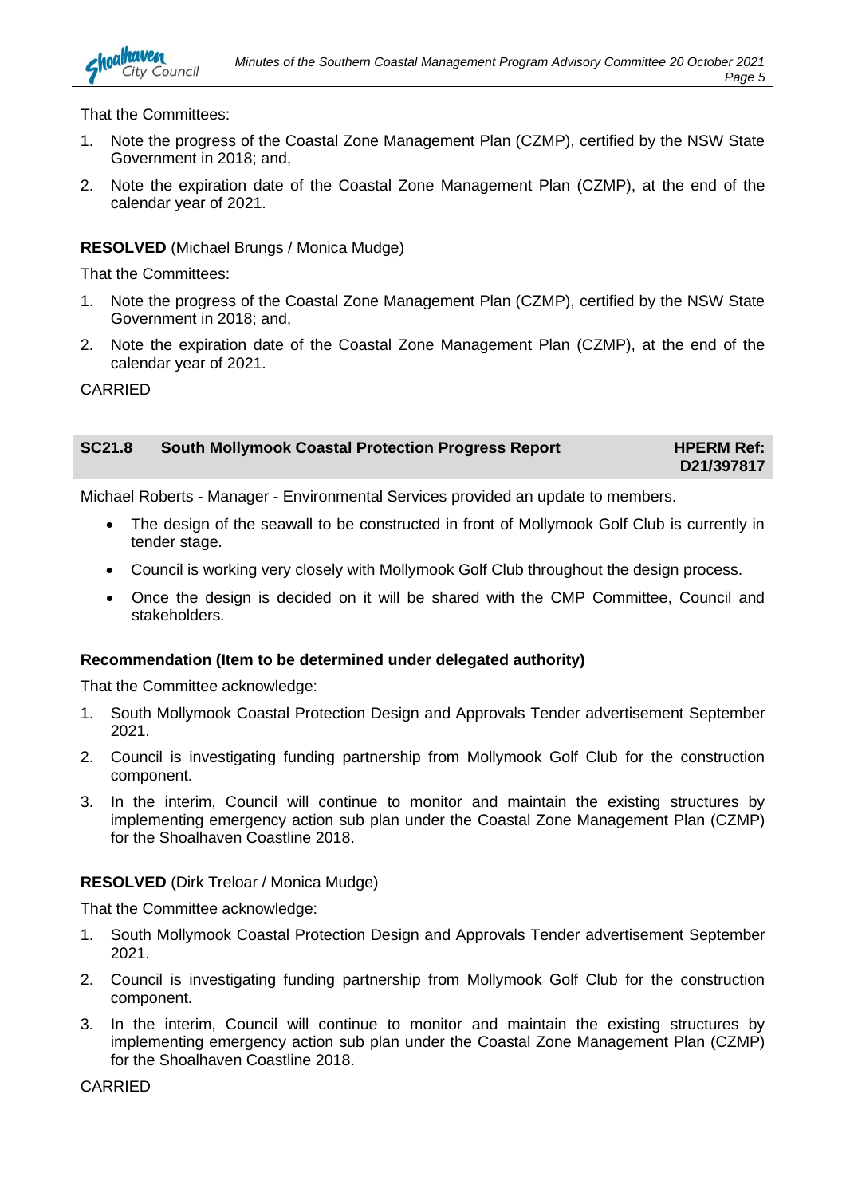That the Committees:

1. Note the progress of the Coastal Zone Management Plan (CZMP), certified by the NSW State Government in 2018; and,
2. Note the expiration date of the Coastal Zone Management Plan (CZMP), at the end of the calendar year of 2021.

**RESOLVED** (Michael Brungs / Monica Mudge)

That the Committees:

1. Note the progress of the Coastal Zone Management Plan (CZMP), certified by the NSW State Government in 2018; and,
2. Note the expiration date of the Coastal Zone Management Plan (CZMP), at the end of the calendar year of 2021.

CARRIED

## SC21.8 South Mollymook Coastal Protection Progress Report — HPERM Ref: D21/397817

Michael Roberts - Manager - Environmental Services provided an update to members.

- The design of the seawall to be constructed in front of Mollymook Golf Club is currently in tender stage.
- Council is working very closely with Mollymook Golf Club throughout the design process.
- Once the design is decided on it will be shared with the CMP Committee, Council and stakeholders.

**Recommendation (Item to be determined under delegated authority)**

That the Committee acknowledge:

1. South Mollymook Coastal Protection Design and Approvals Tender advertisement September 2021.
2. Council is investigating funding partnership from Mollymook Golf Club for the construction component.
3. In the interim, Council will continue to monitor and maintain the existing structures by implementing emergency action sub plan under the Coastal Zone Management Plan (CZMP) for the Shoalhaven Coastline 2018.

**RESOLVED** (Dirk Treloar / Monica Mudge)

That the Committee acknowledge:

1. South Mollymook Coastal Protection Design and Approvals Tender advertisement September 2021.
2. Council is investigating funding partnership from Mollymook Golf Club for the construction component.
3. In the interim, Council will continue to monitor and maintain the existing structures by implementing emergency action sub plan under the Coastal Zone Management Plan (CZMP) for the Shoalhaven Coastline 2018.

CARRIED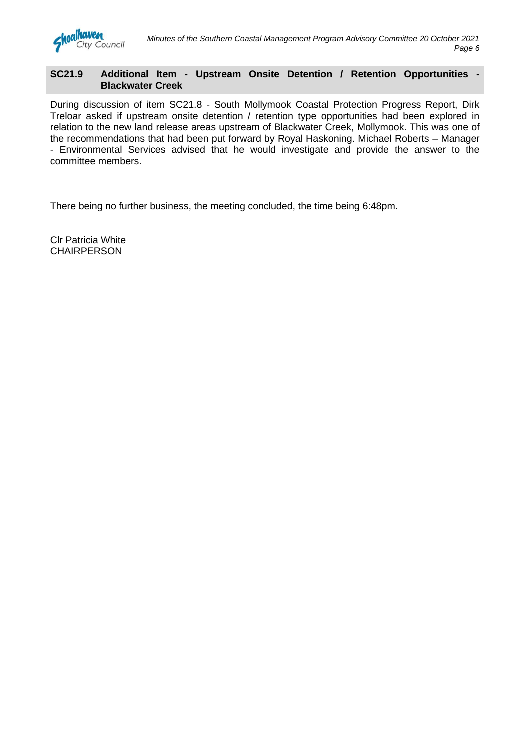## SC21.9 Additional Item - Upstream Onsite Detention / Retention Opportunities - Blackwater Creek

During discussion of item SC21.8 - South Mollymook Coastal Protection Progress Report, Dirk Treloar asked if upstream onsite detention / retention type opportunities had been explored in relation to the new land release areas upstream of Blackwater Creek, Mollymook. This was one of the recommendations that had been put forward by Royal Haskoning. Michael Roberts – Manager - Environmental Services advised that he would investigate and provide the answer to the committee members.

There being no further business, the meeting concluded, the time being 6:48pm.

Clr Patricia White
CHAIRPERSON